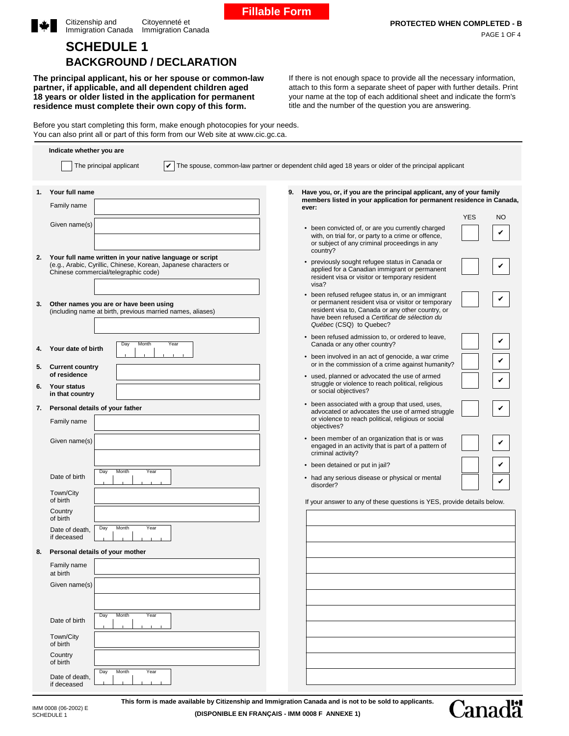Citizenship and Immigration Canada / Citoyenneté et Immigration Canada

Fillable Form

PROTECTED WHEN COMPLETED - B

# SCHEDULE 1
## BACKGROUND / DECLARATION

**The principal applicant, his or her spouse or common-law partner, if applicable, and all dependent children aged 18 years or older listed in the application for permanent residence must complete their own copy of this form.**

If there is not enough space to provide all the necessary information, attach to this form a separate sheet of paper with further details. Print your name at the top of each additional sheet and indicate the form's title and the number of the question you are answering.

Before you start completing this form, make enough photocopies for your needs.
You can also print all or part of this form from our Web site at www.cic.gc.ca.

**Indicate whether you are**

- ☐ The principal applicant
- ☑ The spouse, common-law partner or dependent child aged 18 years or older of the principal applicant

**1. Your full name**

Family name: ____________

Given name(s): ____________

**2. Your full name written in your native language or script**
(e.g., Arabic, Cyrillic, Chinese, Korean, Japanese characters or Chinese commercial/telegraphic code)

____________

**3. Other names you are or have been using**
(including name at birth, previous married names, aliases)

____________

**4. Your date of birth** Day ____ Month ____ Year ____

**5. Current country of residence** ____________

**6. Your status in that country** ____________

**7. Personal details of your father**

Family name: ____________

Given name(s): ____________

Date of birth: Day ____ Month ____ Year ____

Town/City of birth: ____________

Country of birth: ____________

Date of death, if deceased: Day ____ Month ____ Year ____

**8. Personal details of your mother**

Family name at birth: ____________

Given name(s): ____________

Date of birth: Day ____ Month ____ Year ____

Town/City of birth: ____________

Country of birth: ____________

Date of death, if deceased: Day ____ Month ____ Year ____

**9. Have you, or, if you are the principal applicant, any of your family members listed in your application for permanent residence in Canada, ever:**

| | YES | NO |
|---|---|---|
| • been convicted of, or are you currently charged with, on trial for, or party to a crime or offence, or subject of any criminal proceedings in any country? | ☐ | ☑ |
| • previously sought refugee status in Canada or applied for a Canadian immigrant or permanent resident visa or visitor or temporary resident visa? | ☐ | ☑ |
| • been refused refugee status in, or an immigrant or permanent resident visa or visitor or temporary resident visa to, Canada or any other country, or have been refused a *Certificat de sélection du Québec* (CSQ) to Quebec? | ☐ | ☑ |
| • been refused admission to, or ordered to leave, Canada or any other country? | ☐ | ☑ |
| • been involved in an act of genocide, a war crime or in the commission of a crime against humanity? | ☐ | ☑ |
| • used, planned or advocated the use of armed struggle or violence to reach political, religious or social objectives? | ☐ | ☑ |
| • been associated with a group that used, uses, advocated or advocates the use of armed struggle or violence to reach political, religious or social objectives? | ☐ | ☑ |
| • been member of an organization that is or was engaged in an activity that is part of a pattern of criminal activity? | ☐ | ☑ |
| • been detained or put in jail? | ☐ | ☑ |
| • had any serious disease or physical or mental disorder? | ☐ | ☑ |

If your answer to any of these questions is YES, provide details below.

____________

**This form is made available by Citizenship and Immigration Canada and is not to be sold to applicants.**

**(DISPONIBLE EN FRANÇAIS - IMM 0008 F ANNEXE 1)**

IMM 0008 (06-2002) E
SCHEDULE 1

Canada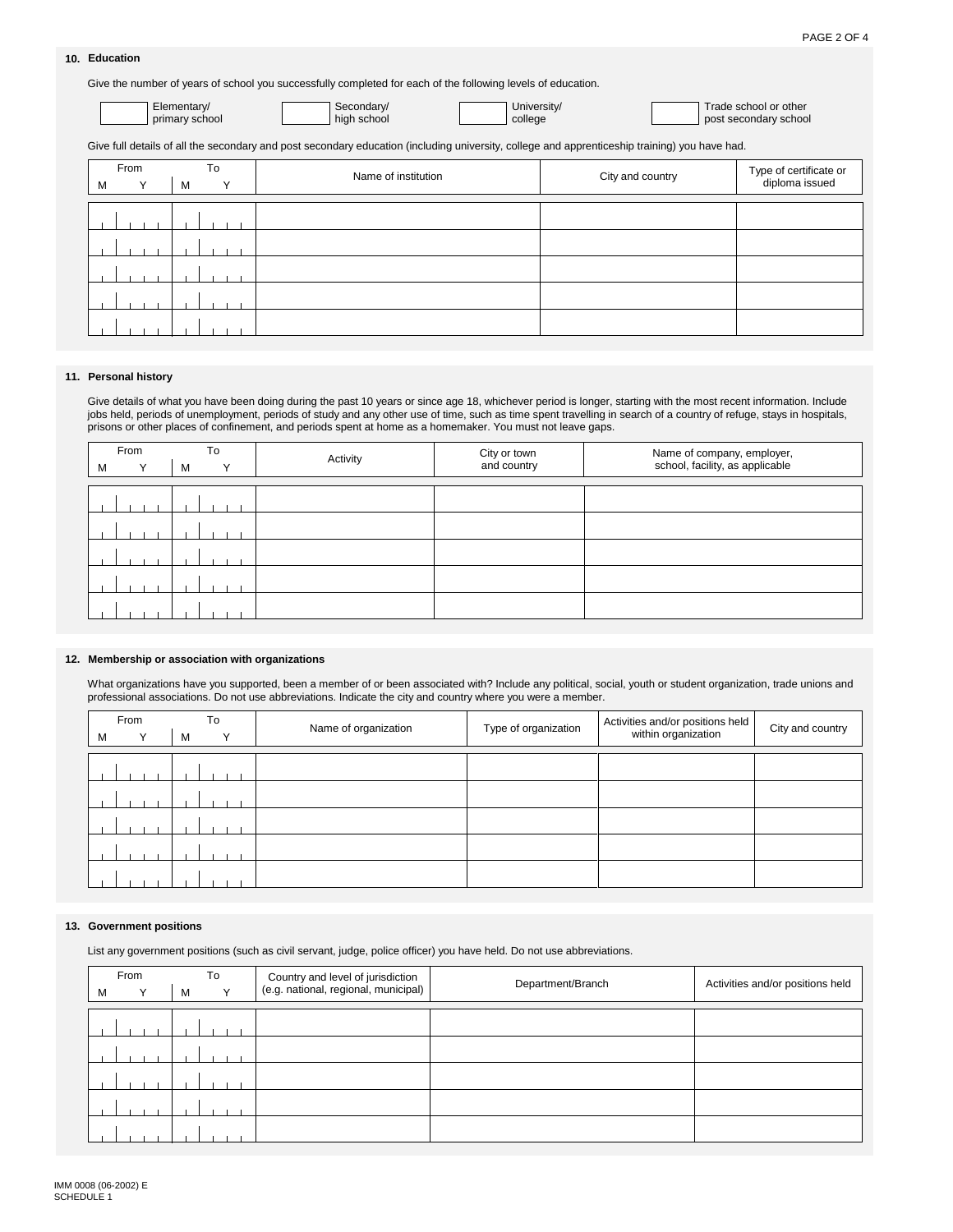## 10. Education

Give the number of years of school you successfully completed for each of the following levels of education.

| | Elementary/ primary school | | Secondary/ high school | | University/ college | | Trade school or other post secondary school |
|---|---|---|---|---|---|---|---|
| | | | | | | | |

Give full details of all the secondary and post secondary education (including university, college and apprenticeship training) you have had.

| From | | To | | Name of institution | City and country | Type of certificate or diploma issued |
|---|---|---|---|---|---|---|
| M | Y | M | Y | | | |
| | | | | | | |
| | | | | | | |
| | | | | | | |
| | | | | | | |
| | | | | | | |

## 11. Personal history

Give details of what you have been doing during the past 10 years or since age 18, whichever period is longer, starting with the most recent information. Include jobs held, periods of unemployment, periods of study and any other use of time, such as time spent travelling in search of a country of refuge, stays in hospitals, prisons or other places of confinement, and periods spent at home as a homemaker. You must not leave gaps.

| From | | To | | Activity | City or town and country | Name of company, employer, school, facility, as applicable |
|---|---|---|---|---|---|---|
| M | Y | M | Y | | | |
| | | | | | | |
| | | | | | | |
| | | | | | | |
| | | | | | | |
| | | | | | | |

## 12. Membership or association with organizations

What organizations have you supported, been a member of or been associated with? Include any political, social, youth or student organization, trade unions and professional associations. Do not use abbreviations. Indicate the city and country where you were a member.

| From | | To | | Name of organization | Type of organization | Activities and/or positions held within organization | City and country |
|---|---|---|---|---|---|---|---|
| M | Y | M | Y | | | | |
| | | | | | | | |
| | | | | | | | |
| | | | | | | | |
| | | | | | | | |
| | | | | | | | |

## 13. Government positions

List any government positions (such as civil servant, judge, police officer) you have held. Do not use abbreviations.

| From | | To | | Country and level of jurisdiction (e.g. national, regional, municipal) | Department/Branch | Activities and/or positions held |
|---|---|---|---|---|---|---|
| M | Y | M | Y | | | |
| | | | | | | |
| | | | | | | |
| | | | | | | |
| | | | | | | |
| | | | | | | |

IMM 0008 (06-2002) E
SCHEDULE 1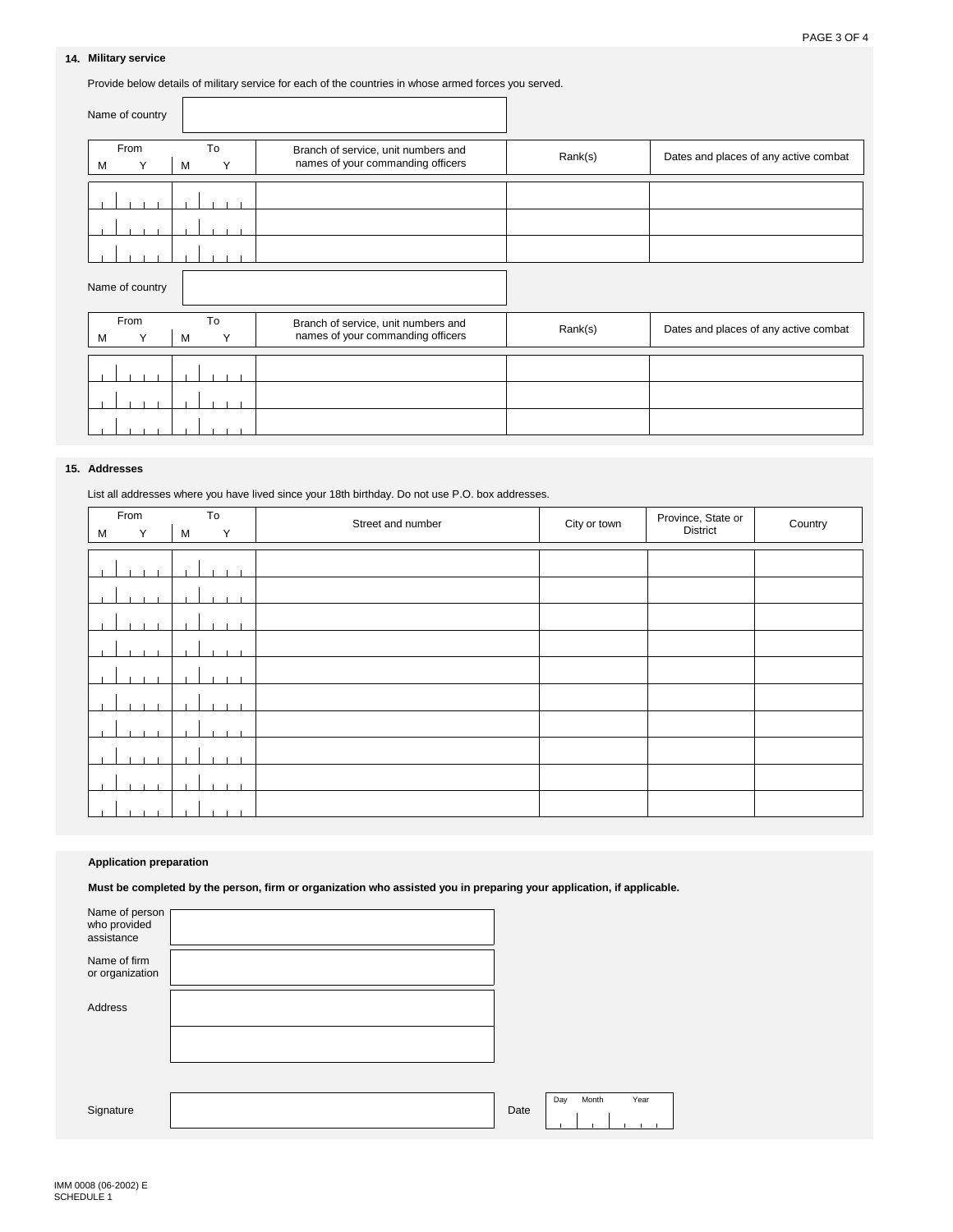## 14. Military service

Provide below details of military service for each of the countries in whose armed forces you served.

Name of country

| From | | To | | Branch of service, unit numbers and names of your commanding officers | Rank(s) | Dates and places of any active combat |
|---|---|---|---|---|---|---|
| M | Y | M | Y | | | |
| | | | | | | |
| | | | | | | |
| | | | | | | |

Name of country

| From | | To | | Branch of service, unit numbers and names of your commanding officers | Rank(s) | Dates and places of any active combat |
|---|---|---|---|---|---|---|
| M | Y | M | Y | | | |
| | | | | | | |
| | | | | | | |
| | | | | | | |

## 15. Addresses

List all addresses where you have lived since your 18th birthday. Do not use P.O. box addresses.

| From | | To | | Street and number | City or town | Province, State or District | Country |
|---|---|---|---|---|---|---|---|
| M | Y | M | Y | | | | |
| | | | | | | | |
| | | | | | | | |
| | | | | | | | |
| | | | | | | | |
| | | | | | | | |
| | | | | | | | |
| | | | | | | | |
| | | | | | | | |
| | | | | | | | |
| | | | | | | | |

## Application preparation

**Must be completed by the person, firm or organization who assisted you in preparing your application, if applicable.**

Name of person who provided assistance

Name of firm or organization

Address

Signature

Date (Day / Month / Year)

IMM 0008 (06-2002) E
SCHEDULE 1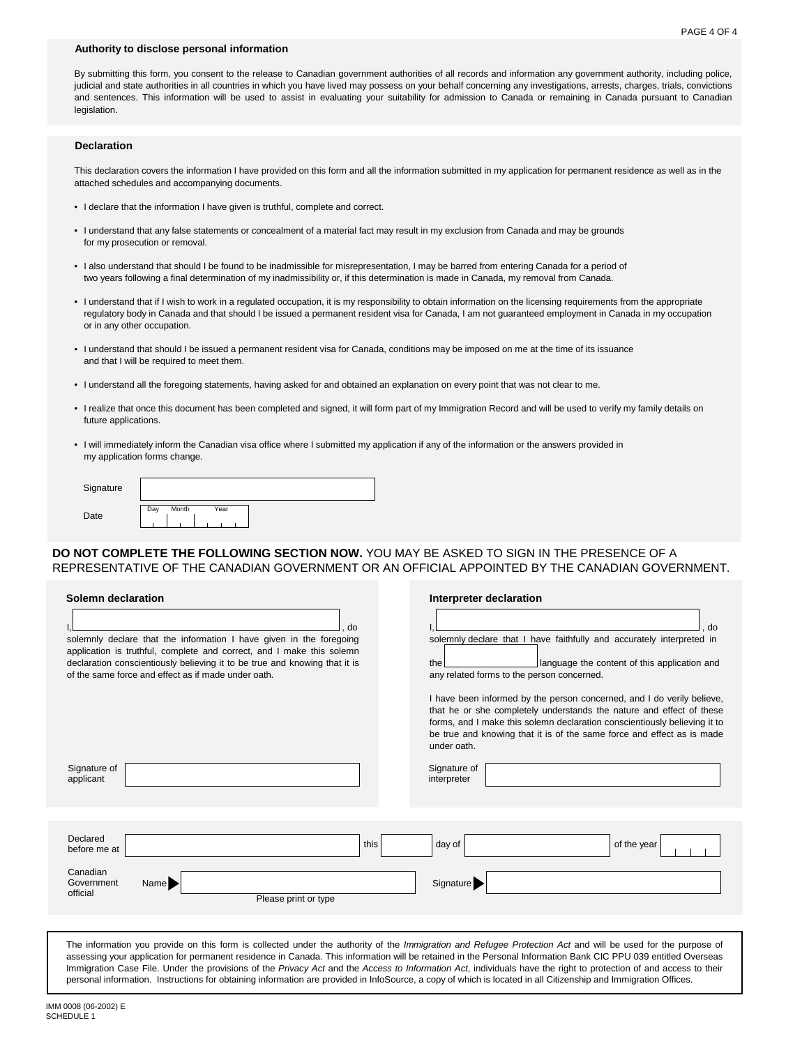## Authority to disclose personal information

By submitting this form, you consent to the release to Canadian government authorities of all records and information any government authority, including police, judicial and state authorities in all countries in which you have lived may possess on your behalf concerning any investigations, arrests, charges, trials, convictions and sentences. This information will be used to assist in evaluating your suitability for admission to Canada or remaining in Canada pursuant to Canadian legislation.

## Declaration

This declaration covers the information I have provided on this form and all the information submitted in my application for permanent residence as well as in the attached schedules and accompanying documents.

- I declare that the information I have given is truthful, complete and correct.
- I understand that any false statements or concealment of a material fact may result in my exclusion from Canada and may be grounds for my prosecution or removal.
- I also understand that should I be found to be inadmissible for misrepresentation, I may be barred from entering Canada for a period of two years following a final determination of my inadmissibility or, if this determination is made in Canada, my removal from Canada.
- I understand that if I wish to work in a regulated occupation, it is my responsibility to obtain information on the licensing requirements from the appropriate regulatory body in Canada and that should I be issued a permanent resident visa for Canada, I am not guaranteed employment in Canada in my occupation or in any other occupation.
- I understand that should I be issued a permanent resident visa for Canada, conditions may be imposed on me at the time of its issuance and that I will be required to meet them.
- I understand all the foregoing statements, having asked for and obtained an explanation on every point that was not clear to me.
- I realize that once this document has been completed and signed, it will form part of my Immigration Record and will be used to verify my family details on future applications.
- I will immediately inform the Canadian visa office where I submitted my application if any of the information or the answers provided in my application forms change.

Signature

Date (Day / Month / Year)

**DO NOT COMPLETE THE FOLLOWING SECTION NOW.** YOU MAY BE ASKED TO SIGN IN THE PRESENCE OF A REPRESENTATIVE OF THE CANADIAN GOVERNMENT OR AN OFFICIAL APPOINTED BY THE CANADIAN GOVERNMENT.

### Solemn declaration

I, ______________________, do solemnly declare that the information I have given in the foregoing application is truthful, complete and correct, and I make this solemn declaration conscientiously believing it to be true and knowing that it is of the same force and effect as if made under oath.

Signature of applicant

### Interpreter declaration

I, ______________________, do solemnly declare that I have faithfully and accurately interpreted in the ______________ language the content of this application and any related forms to the person concerned.

I have been informed by the person concerned, and I do verily believe, that he or she completely understands the nature and effect of these forms, and I make this solemn declaration conscientiously believing it to be true and knowing that it is of the same force and effect as is made under oath.

Signature of interpreter

Declared before me at ______________________ this ______ day of ______________________ of the year ________

Canadian Government official — Name ______________________ (Please print or type) Signature ______________________

The information you provide on this form is collected under the authority of the *Immigration and Refugee Protection Act* and will be used for the purpose of assessing your application for permanent residence in Canada. This information will be retained in the Personal Information Bank CIC PPU 039 entitled Overseas Immigration Case File. Under the provisions of the *Privacy Act* and the *Access to Information Act*, individuals have the right to protection of and access to their personal information. Instructions for obtaining information are provided in InfoSource, a copy of which is located in all Citizenship and Immigration Offices.

IMM 0008 (06-2002) E
SCHEDULE 1